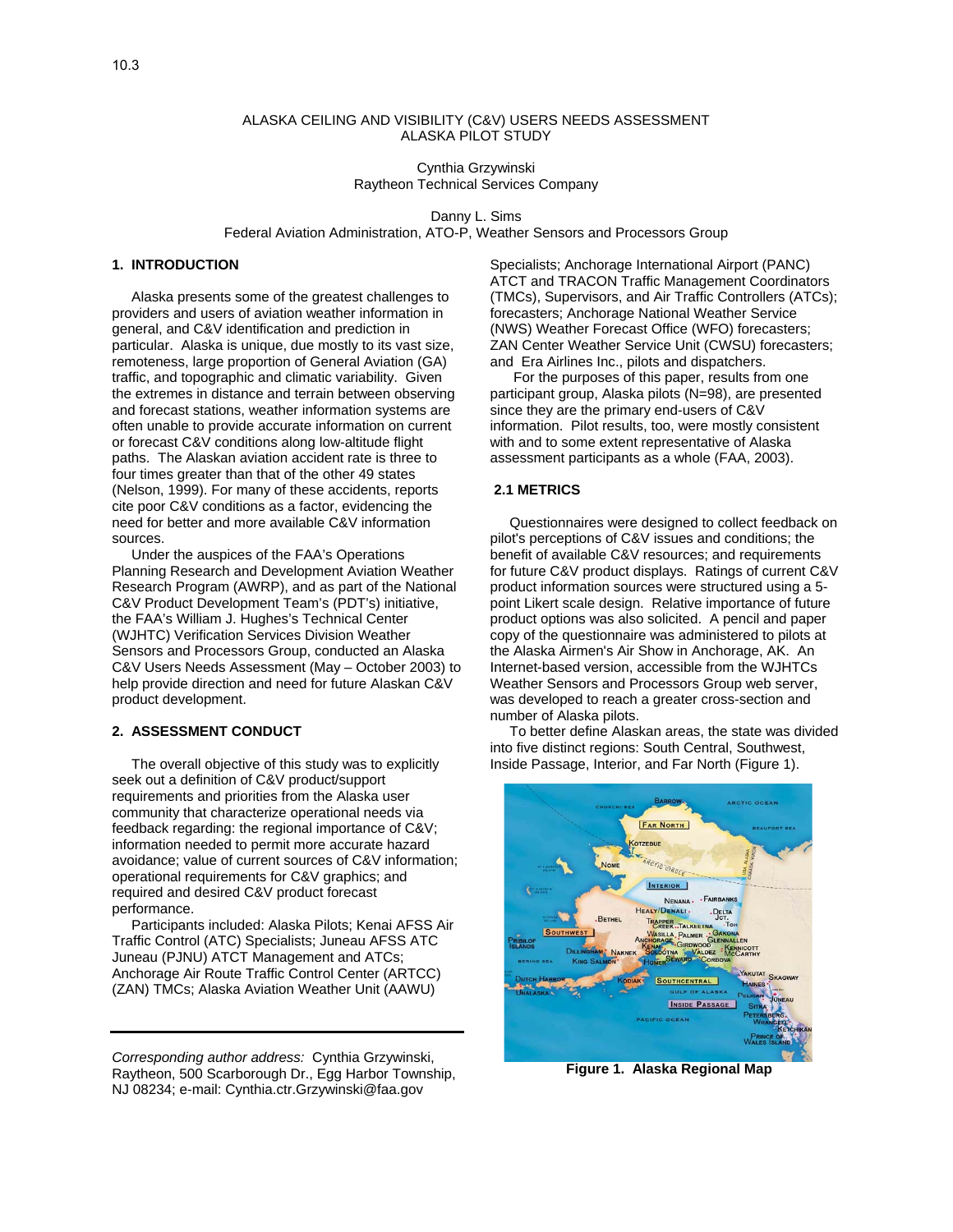10.3

# ALASKA CEILING AND VISIBILITY (C&V) USERS NEEDS ASSESSMENT ALASKA PILOT STUDY

Cynthia Grzywinski
Raytheon Technical Services Company

Danny L. Sims
Federal Aviation Administration, ATO-P, Weather Sensors and Processors Group

## 1. INTRODUCTION

Alaska presents some of the greatest challenges to providers and users of aviation weather information in general, and C&V identification and prediction in particular. Alaska is unique, due mostly to its vast size, remoteness, large proportion of General Aviation (GA) traffic, and topographic and climatic variability. Given the extremes in distance and terrain between observing and forecast stations, weather information systems are often unable to provide accurate information on current or forecast C&V conditions along low-altitude flight paths. The Alaskan aviation accident rate is three to four times greater than that of the other 49 states (Nelson, 1999). For many of these accidents, reports cite poor C&V conditions as a factor, evidencing the need for better and more available C&V information sources.

Under the auspices of the FAA's Operations Planning Research and Development Aviation Weather Research Program (AWRP), and as part of the National C&V Product Development Team's (PDT's) initiative, the FAA's William J. Hughes's Technical Center (WJHTC) Verification Services Division Weather Sensors and Processors Group, conducted an Alaska C&V Users Needs Assessment (May – October 2003) to help provide direction and need for future Alaskan C&V product development.

## 2. ASSESSMENT CONDUCT

The overall objective of this study was to explicitly seek out a definition of C&V product/support requirements and priorities from the Alaska user community that characterize operational needs via feedback regarding: the regional importance of C&V; information needed to permit more accurate hazard avoidance; value of current sources of C&V information; operational requirements for C&V graphics; and required and desired C&V product forecast performance.

Participants included: Alaska Pilots; Kenai AFSS Air Traffic Control (ATC) Specialists; Juneau AFSS ATC Juneau (PJNU) ATCT Management and ATCs; Anchorage Air Route Traffic Control Center (ARTCC) (ZAN) TMCs; Alaska Aviation Weather Unit (AAWU) Specialists; Anchorage International Airport (PANC) ATCT and TRACON Traffic Management Coordinators (TMCs), Supervisors, and Air Traffic Controllers (ATCs); forecasters; Anchorage National Weather Service (NWS) Weather Forecast Office (WFO) forecasters; ZAN Center Weather Service Unit (CWSU) forecasters; and Era Airlines Inc., pilots and dispatchers.

For the purposes of this paper, results from one participant group, Alaska pilots (N=98), are presented since they are the primary end-users of C&V information. Pilot results, too, were mostly consistent with and to some extent representative of Alaska assessment participants as a whole (FAA, 2003).

### 2.1 METRICS

Questionnaires were designed to collect feedback on pilot's perceptions of C&V issues and conditions; the benefit of available C&V resources; and requirements for future C&V product displays. Ratings of current C&V product information sources were structured using a 5-point Likert scale design. Relative importance of future product options was also solicited. A pencil and paper copy of the questionnaire was administered to pilots at the Alaska Airmen's Air Show in Anchorage, AK. An Internet-based version, accessible from the WJHTCs Weather Sensors and Processors Group web server, was developed to reach a greater cross-section and number of Alaska pilots.

To better define Alaskan areas, the state was divided into five distinct regions: South Central, Southwest, Inside Passage, Interior, and Far North (Figure 1).

**Figure 1. Alaska Regional Map**

---

*Corresponding author address:* Cynthia Grzywinski, Raytheon, 500 Scarborough Dr., Egg Harbor Township, NJ 08234; e-mail: Cynthia.ctr.Grzywinski@faa.gov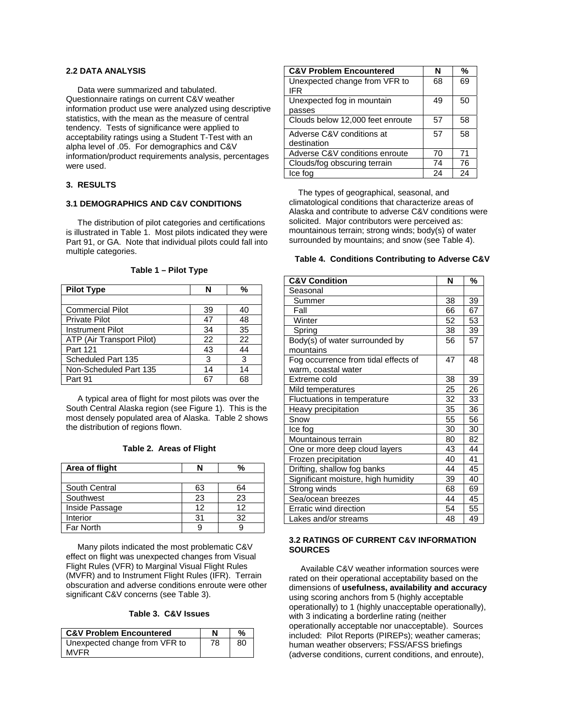### 2.2 DATA ANALYSIS

Data were summarized and tabulated. Questionnaire ratings on current C&V weather information product use were analyzed using descriptive statistics, with the mean as the measure of central tendency. Tests of significance were applied to acceptability ratings using a Student T-Test with an alpha level of .05. For demographics and C&V information/product requirements analysis, percentages were used.

## 3. RESULTS

### 3.1 DEMOGRAPHICS AND C&V CONDITIONS

The distribution of pilot categories and certifications is illustrated in Table 1. Most pilots indicated they were Part 91, or GA. Note that individual pilots could fall into multiple categories.

**Table 1 – Pilot Type**

| Pilot Type | N | % |
|---|---|---|
| Commercial Pilot | 39 | 40 |
| Private Pilot | 47 | 48 |
| Instrument Pilot | 34 | 35 |
| ATP (Air Transport Pilot) | 22 | 22 |
| Part 121 | 43 | 44 |
| Scheduled Part 135 | 3 | 3 |
| Non-Scheduled Part 135 | 14 | 14 |
| Part 91 | 67 | 68 |

A typical area of flight for most pilots was over the South Central Alaska region (see Figure 1). This is the most densely populated area of Alaska. Table 2 shows the distribution of regions flown.

**Table 2. Areas of Flight**

| Area of flight | N | % |
|---|---|---|
| South Central | 63 | 64 |
| Southwest | 23 | 23 |
| Inside Passage | 12 | 12 |
| Interior | 31 | 32 |
| Far North | 9 | 9 |

Many pilots indicated the most problematic C&V effect on flight was unexpected changes from Visual Flight Rules (VFR) to Marginal Visual Flight Rules (MVFR) and to Instrument Flight Rules (IFR). Terrain obscuration and adverse conditions enroute were other significant C&V concerns (see Table 3).

**Table 3. C&V Issues**

| C&V Problem Encountered | N | % |
|---|---|---|
| Unexpected change from VFR to MVFR | 78 | 80 |
| Unexpected change from VFR to IFR | 68 | 69 |
| Unexpected fog in mountain passes | 49 | 50 |
| Clouds below 12,000 feet enroute | 57 | 58 |
| Adverse C&V conditions at destination | 57 | 58 |
| Adverse C&V conditions enroute | 70 | 71 |
| Clouds/fog obscuring terrain | 74 | 76 |
| Ice fog | 24 | 24 |

The types of geographical, seasonal, and climatological conditions that characterize areas of Alaska and contribute to adverse C&V conditions were solicited. Major contributors were perceived as: mountainous terrain; strong winds; body(s) of water surrounded by mountains; and snow (see Table 4).

**Table 4. Conditions Contributing to Adverse C&V**

| C&V Condition | N | % |
|---|---|---|
| Seasonal | | |
| Summer | 38 | 39 |
| Fall | 66 | 67 |
| Winter | 52 | 53 |
| Spring | 38 | 39 |
| Body(s) of water surrounded by mountains | 56 | 57 |
| Fog occurrence from tidal effects of warm, coastal water | 47 | 48 |
| Extreme cold | 38 | 39 |
| Mild temperatures | 25 | 26 |
| Fluctuations in temperature | 32 | 33 |
| Heavy precipitation | 35 | 36 |
| Snow | 55 | 56 |
| Ice fog | 30 | 30 |
| Mountainous terrain | 80 | 82 |
| One or more deep cloud layers | 43 | 44 |
| Frozen precipitation | 40 | 41 |
| Drifting, shallow fog banks | 44 | 45 |
| Significant moisture, high humidity | 39 | 40 |
| Strong winds | 68 | 69 |
| Sea/ocean breezes | 44 | 45 |
| Erratic wind direction | 54 | 55 |
| Lakes and/or streams | 48 | 49 |

### 3.2 RATINGS OF CURRENT C&V INFORMATION SOURCES

Available C&V weather information sources were rated on their operational acceptability based on the dimensions of **usefulness, availability and accuracy** using scoring anchors from 5 (highly acceptable operationally) to 1 (highly unacceptable operationally), with 3 indicating a borderline rating (neither operationally acceptable nor unacceptable). Sources included: Pilot Reports (PIREPs); weather cameras; human weather observers; FSS/AFSS briefings (adverse conditions, current conditions, and enroute),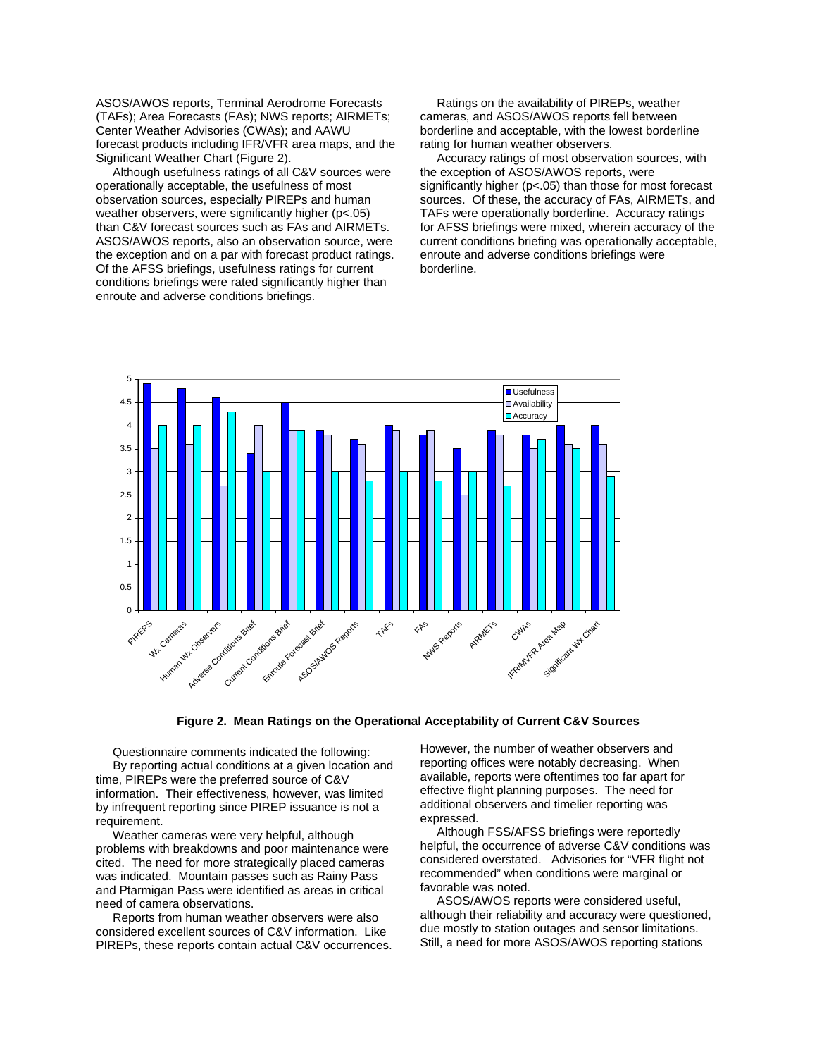ASOS/AWOS reports, Terminal Aerodrome Forecasts (TAFs); Area Forecasts (FAs); NWS reports; AIRMETs; Center Weather Advisories (CWAs); and AAWU forecast products including IFR/VFR area maps, and the Significant Weather Chart (Figure 2).

Although usefulness ratings of all C&V sources were operationally acceptable, the usefulness of most observation sources, especially PIREPs and human weather observers, were significantly higher ($p<.05$) than C&V forecast sources such as FAs and AIRMETs. ASOS/AWOS reports, also an observation source, were the exception and on a par with forecast product ratings. Of the AFSS briefings, usefulness ratings for current conditions briefings were rated significantly higher than enroute and adverse conditions briefings.

Ratings on the availability of PIREPs, weather cameras, and ASOS/AWOS reports fell between borderline and acceptable, with the lowest borderline rating for human weather observers.

Accuracy ratings of most observation sources, with the exception of ASOS/AWOS reports, were significantly higher ($p<.05$) than those for most forecast sources. Of these, the accuracy of FAs, AIRMETs, and TAFs were operationally borderline. Accuracy ratings for AFSS briefings were mixed, wherein accuracy of the current conditions briefing was operationally acceptable, enroute and adverse conditions briefings were borderline.

**Figure 2. Mean Ratings on the Operational Acceptability of Current C&V Sources**

Questionnaire comments indicated the following:

By reporting actual conditions at a given location and time, PIREPs were the preferred source of C&V information. Their effectiveness, however, was limited by infrequent reporting since PIREP issuance is not a requirement.

Weather cameras were very helpful, although problems with breakdowns and poor maintenance were cited. The need for more strategically placed cameras was indicated. Mountain passes such as Rainy Pass and Ptarmigan Pass were identified as areas in critical need of camera observations.

Reports from human weather observers were also considered excellent sources of C&V information. Like PIREPs, these reports contain actual C&V occurrences. However, the number of weather observers and reporting offices were notably decreasing. When available, reports were oftentimes too far apart for effective flight planning purposes. The need for additional observers and timelier reporting was expressed.

Although FSS/AFSS briefings were reportedly helpful, the occurrence of adverse C&V conditions was considered overstated. Advisories for "VFR flight not recommended" when conditions were marginal or favorable was noted.

ASOS/AWOS reports were considered useful, although their reliability and accuracy were questioned, due mostly to station outages and sensor limitations. Still, a need for more ASOS/AWOS reporting stations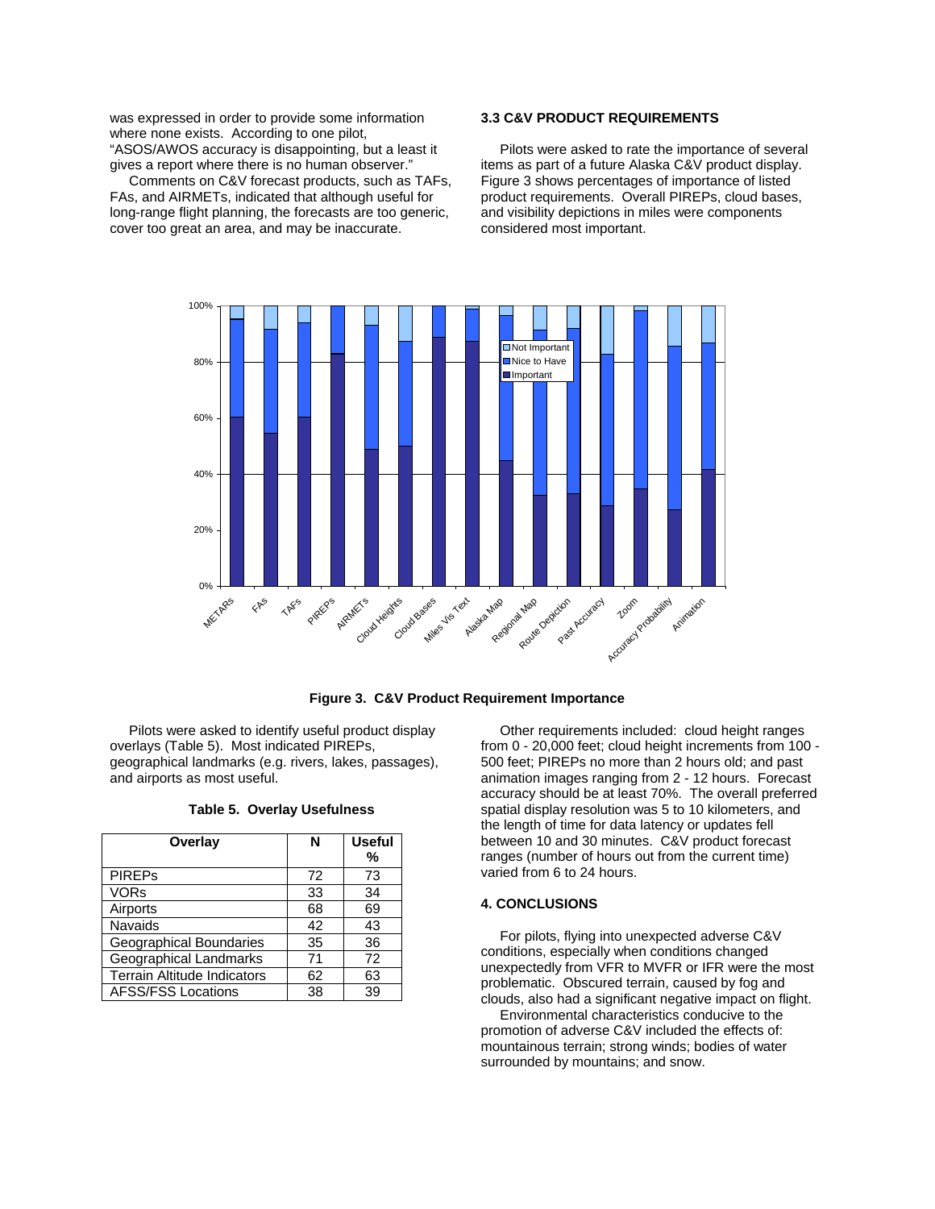was expressed in order to provide some information where none exists. According to one pilot, "ASOS/AWOS accuracy is disappointing, but a least it gives a report where there is no human observer."

Comments on C&V forecast products, such as TAFs, FAs, and AIRMETs, indicated that although useful for long-range flight planning, the forecasts are too generic, cover too great an area, and may be inaccurate.

### 3.3 C&V PRODUCT REQUIREMENTS

Pilots were asked to rate the importance of several items as part of a future Alaska C&V product display. Figure 3 shows percentages of importance of listed product requirements. Overall PIREPs, cloud bases, and visibility depictions in miles were components considered most important.

**Figure 3. C&V Product Requirement Importance**

Pilots were asked to identify useful product display overlays (Table 5). Most indicated PIREPs, geographical landmarks (e.g. rivers, lakes, passages), and airports as most useful.

**Table 5. Overlay Usefulness**

| Overlay | N | Useful % |
|---|---|---|
| PIREPs | 72 | 73 |
| VORs | 33 | 34 |
| Airports | 68 | 69 |
| Navaids | 42 | 43 |
| Geographical Boundaries | 35 | 36 |
| Geographical Landmarks | 71 | 72 |
| Terrain Altitude Indicators | 62 | 63 |
| AFSS/FSS Locations | 38 | 39 |

Other requirements included: cloud height ranges from 0 - 20,000 feet; cloud height increments from 100 - 500 feet; PIREPs no more than 2 hours old; and past animation images ranging from 2 - 12 hours. Forecast accuracy should be at least 70%. The overall preferred spatial display resolution was 5 to 10 kilometers, and the length of time for data latency or updates fell between 10 and 30 minutes. C&V product forecast ranges (number of hours out from the current time) varied from 6 to 24 hours.

## 4. CONCLUSIONS

For pilots, flying into unexpected adverse C&V conditions, especially when conditions changed unexpectedly from VFR to MVFR or IFR were the most problematic. Obscured terrain, caused by fog and clouds, also had a significant negative impact on flight.

Environmental characteristics conducive to the promotion of adverse C&V included the effects of: mountainous terrain; strong winds; bodies of water surrounded by mountains; and snow.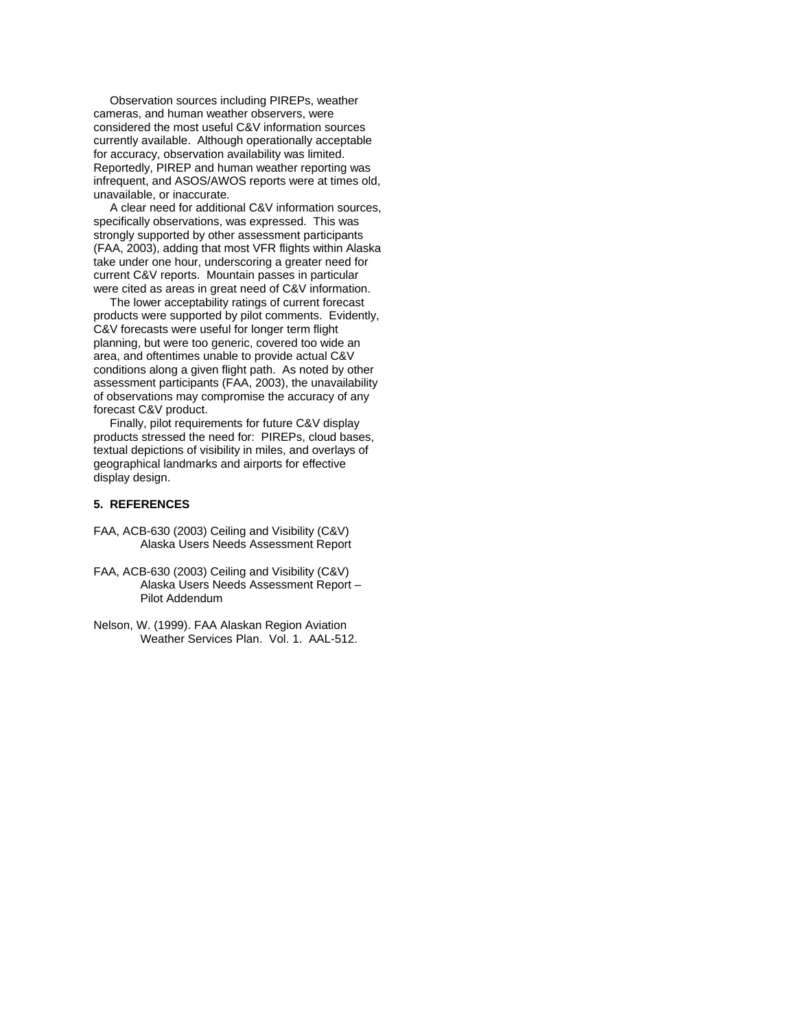Observation sources including PIREPs, weather cameras, and human weather observers, were considered the most useful C&V information sources currently available. Although operationally acceptable for accuracy, observation availability was limited. Reportedly, PIREP and human weather reporting was infrequent, and ASOS/AWOS reports were at times old, unavailable, or inaccurate.

A clear need for additional C&V information sources, specifically observations, was expressed. This was strongly supported by other assessment participants (FAA, 2003), adding that most VFR flights within Alaska take under one hour, underscoring a greater need for current C&V reports. Mountain passes in particular were cited as areas in great need of C&V information.

The lower acceptability ratings of current forecast products were supported by pilot comments. Evidently, C&V forecasts were useful for longer term flight planning, but were too generic, covered too wide an area, and oftentimes unable to provide actual C&V conditions along a given flight path. As noted by other assessment participants (FAA, 2003), the unavailability of observations may compromise the accuracy of any forecast C&V product.

Finally, pilot requirements for future C&V display products stressed the need for: PIREPs, cloud bases, textual depictions of visibility in miles, and overlays of geographical landmarks and airports for effective display design.

### 5. REFERENCES

FAA, ACB-630 (2003) Ceiling and Visibility (C&V) Alaska Users Needs Assessment Report

FAA, ACB-630 (2003) Ceiling and Visibility (C&V) Alaska Users Needs Assessment Report – Pilot Addendum

Nelson, W. (1999). FAA Alaskan Region Aviation Weather Services Plan. Vol. 1. AAL-512.